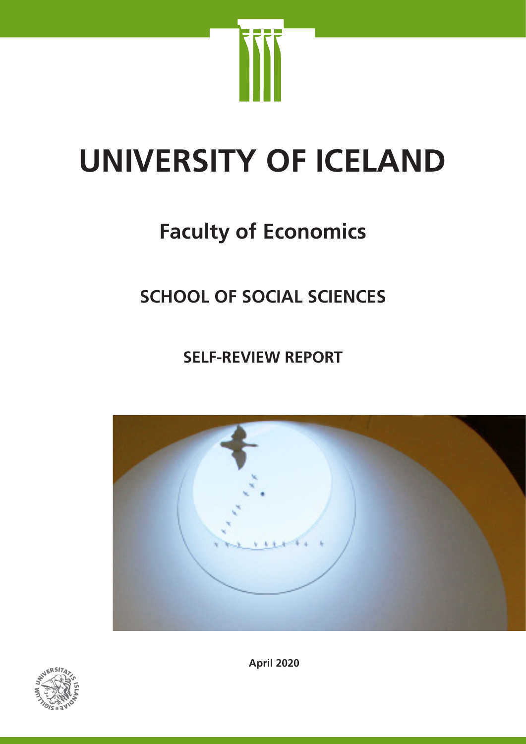# UNIVERSITY OF ICELAND

## Faculty of Economics

### SCHOOL OF SOCIAL SCIENCES

### SELF-REVIEW REPORT

**April 2020**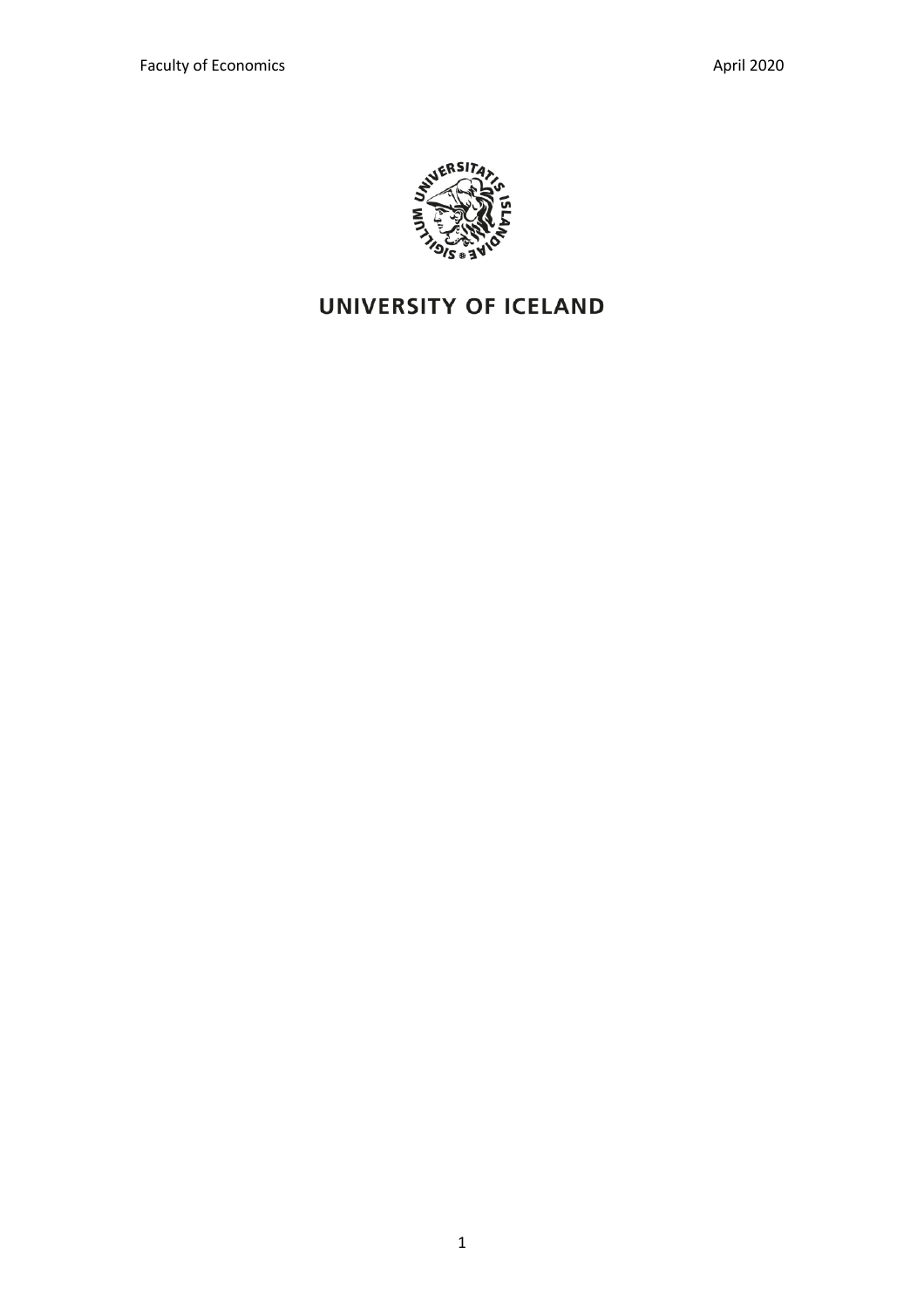UNIVERSITY OF ICELAND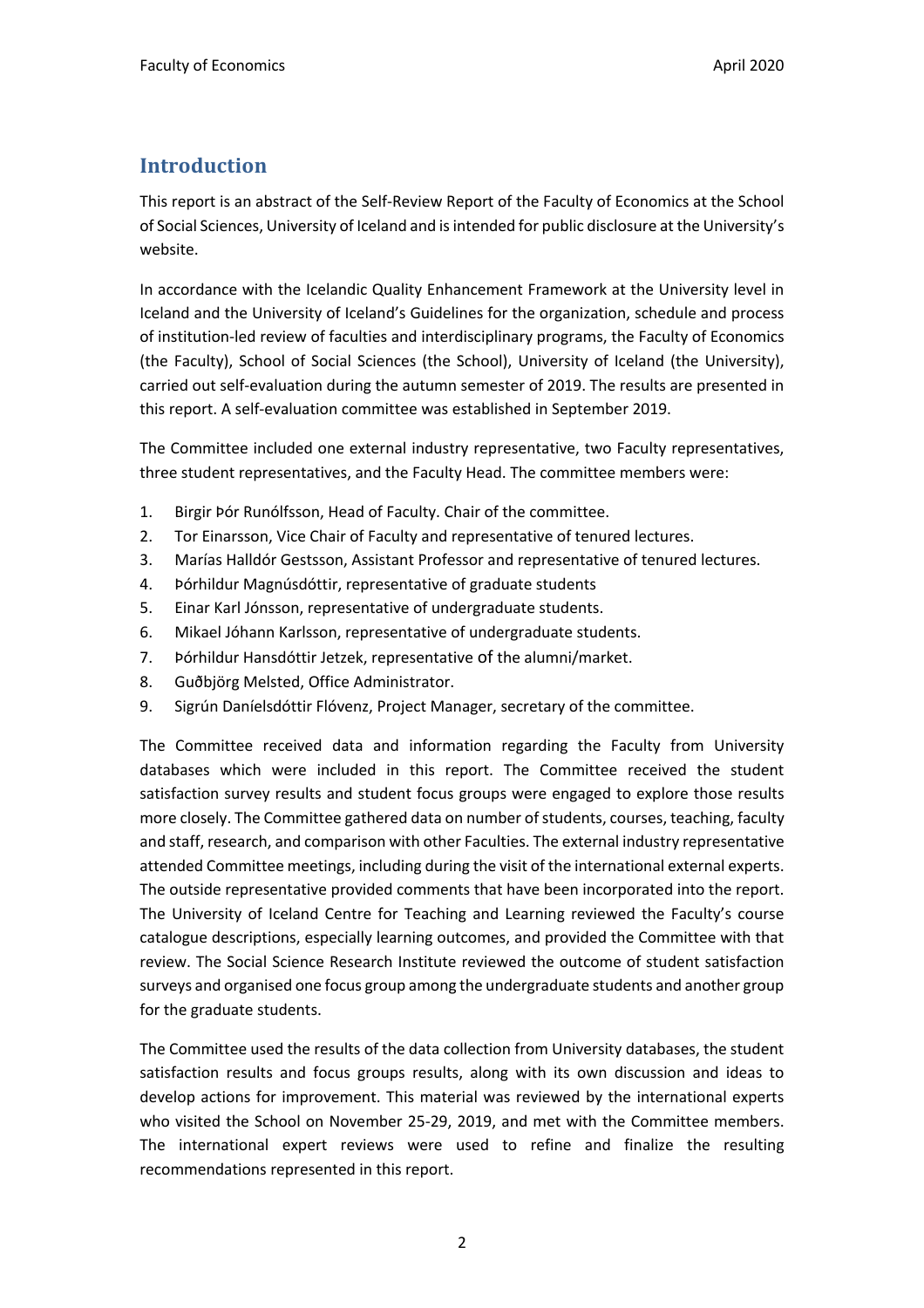## Introduction

This report is an abstract of the Self-Review Report of the Faculty of Economics at the School of Social Sciences, University of Iceland and is intended for public disclosure at the University's website.

In accordance with the Icelandic Quality Enhancement Framework at the University level in Iceland and the University of Iceland's Guidelines for the organization, schedule and process of institution-led review of faculties and interdisciplinary programs, the Faculty of Economics (the Faculty), School of Social Sciences (the School), University of Iceland (the University), carried out self-evaluation during the autumn semester of 2019. The results are presented in this report. A self-evaluation committee was established in September 2019.

The Committee included one external industry representative, two Faculty representatives, three student representatives, and the Faculty Head. The committee members were:

1. Birgir Þór Runólfsson, Head of Faculty. Chair of the committee.
2. Tor Einarsson, Vice Chair of Faculty and representative of tenured lectures.
3. Marías Halldór Gestsson, Assistant Professor and representative of tenured lectures.
4. Þórhildur Magnúsdóttir, representative of graduate students
5. Einar Karl Jónsson, representative of undergraduate students.
6. Mikael Jóhann Karlsson, representative of undergraduate students.
7. Þórhildur Hansdóttir Jetzek, representative of the alumni/market.
8. Guðbjörg Melsted, Office Administrator.
9. Sigrún Daníelsdóttir Flóvenz, Project Manager, secretary of the committee.

The Committee received data and information regarding the Faculty from University databases which were included in this report. The Committee received the student satisfaction survey results and student focus groups were engaged to explore those results more closely. The Committee gathered data on number of students, courses, teaching, faculty and staff, research, and comparison with other Faculties. The external industry representative attended Committee meetings, including during the visit of the international external experts. The outside representative provided comments that have been incorporated into the report. The University of Iceland Centre for Teaching and Learning reviewed the Faculty's course catalogue descriptions, especially learning outcomes, and provided the Committee with that review. The Social Science Research Institute reviewed the outcome of student satisfaction surveys and organised one focus group among the undergraduate students and another group for the graduate students.

The Committee used the results of the data collection from University databases, the student satisfaction results and focus groups results, along with its own discussion and ideas to develop actions for improvement. This material was reviewed by the international experts who visited the School on November 25-29, 2019, and met with the Committee members. The international expert reviews were used to refine and finalize the resulting recommendations represented in this report.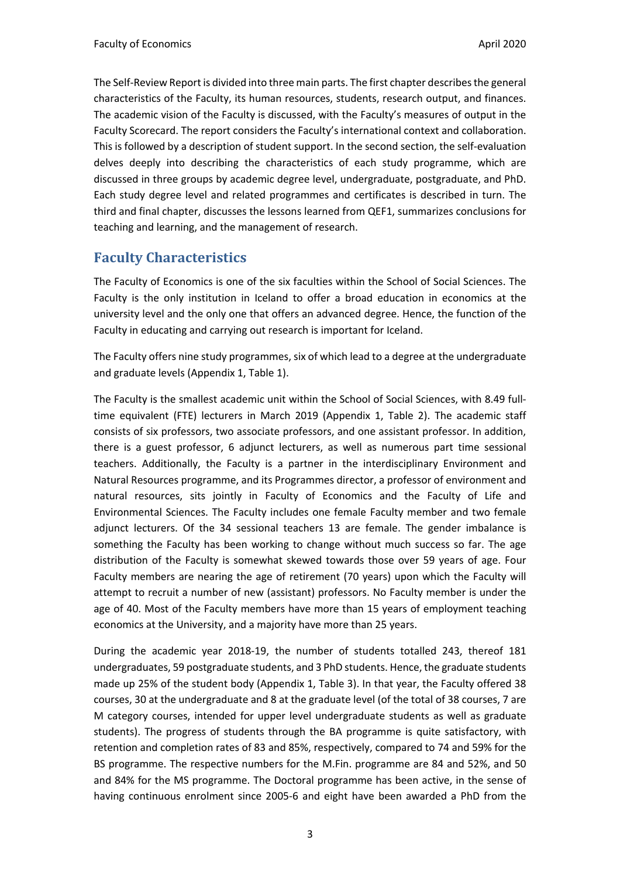The Self-Review Report is divided into three main parts. The first chapter describes the general characteristics of the Faculty, its human resources, students, research output, and finances. The academic vision of the Faculty is discussed, with the Faculty's measures of output in the Faculty Scorecard. The report considers the Faculty's international context and collaboration. This is followed by a description of student support. In the second section, the self-evaluation delves deeply into describing the characteristics of each study programme, which are discussed in three groups by academic degree level, undergraduate, postgraduate, and PhD. Each study degree level and related programmes and certificates is described in turn. The third and final chapter, discusses the lessons learned from QEF1, summarizes conclusions for teaching and learning, and the management of research.

## Faculty Characteristics

The Faculty of Economics is one of the six faculties within the School of Social Sciences. The Faculty is the only institution in Iceland to offer a broad education in economics at the university level and the only one that offers an advanced degree. Hence, the function of the Faculty in educating and carrying out research is important for Iceland.

The Faculty offers nine study programmes, six of which lead to a degree at the undergraduate and graduate levels (Appendix 1, Table 1).

The Faculty is the smallest academic unit within the School of Social Sciences, with 8.49 full-time equivalent (FTE) lecturers in March 2019 (Appendix 1, Table 2). The academic staff consists of six professors, two associate professors, and one assistant professor. In addition, there is a guest professor, 6 adjunct lecturers, as well as numerous part time sessional teachers. Additionally, the Faculty is a partner in the interdisciplinary Environment and Natural Resources programme, and its Programmes director, a professor of environment and natural resources, sits jointly in Faculty of Economics and the Faculty of Life and Environmental Sciences. The Faculty includes one female Faculty member and two female adjunct lecturers. Of the 34 sessional teachers 13 are female. The gender imbalance is something the Faculty has been working to change without much success so far. The age distribution of the Faculty is somewhat skewed towards those over 59 years of age. Four Faculty members are nearing the age of retirement (70 years) upon which the Faculty will attempt to recruit a number of new (assistant) professors. No Faculty member is under the age of 40. Most of the Faculty members have more than 15 years of employment teaching economics at the University, and a majority have more than 25 years.

During the academic year 2018-19, the number of students totalled 243, thereof 181 undergraduates, 59 postgraduate students, and 3 PhD students. Hence, the graduate students made up 25% of the student body (Appendix 1, Table 3). In that year, the Faculty offered 38 courses, 30 at the undergraduate and 8 at the graduate level (of the total of 38 courses, 7 are M category courses, intended for upper level undergraduate students as well as graduate students). The progress of students through the BA programme is quite satisfactory, with retention and completion rates of 83 and 85%, respectively, compared to 74 and 59% for the BS programme. The respective numbers for the M.Fin. programme are 84 and 52%, and 50 and 84% for the MS programme. The Doctoral programme has been active, in the sense of having continuous enrolment since 2005-6 and eight have been awarded a PhD from the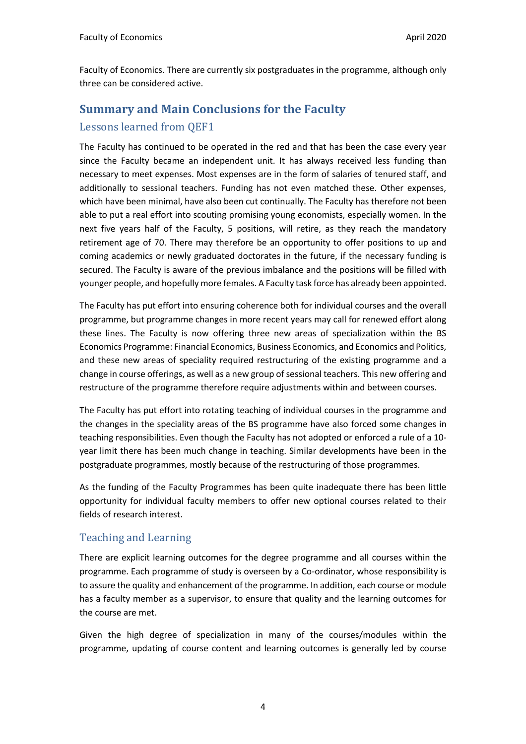Faculty of Economics. There are currently six postgraduates in the programme, although only three can be considered active.

## Summary and Main Conclusions for the Faculty

### Lessons learned from QEF1

The Faculty has continued to be operated in the red and that has been the case every year since the Faculty became an independent unit. It has always received less funding than necessary to meet expenses. Most expenses are in the form of salaries of tenured staff, and additionally to sessional teachers. Funding has not even matched these. Other expenses, which have been minimal, have also been cut continually. The Faculty has therefore not been able to put a real effort into scouting promising young economists, especially women. In the next five years half of the Faculty, 5 positions, will retire, as they reach the mandatory retirement age of 70. There may therefore be an opportunity to offer positions to up and coming academics or newly graduated doctorates in the future, if the necessary funding is secured. The Faculty is aware of the previous imbalance and the positions will be filled with younger people, and hopefully more females. A Faculty task force has already been appointed.

The Faculty has put effort into ensuring coherence both for individual courses and the overall programme, but programme changes in more recent years may call for renewed effort along these lines. The Faculty is now offering three new areas of specialization within the BS Economics Programme: Financial Economics, Business Economics, and Economics and Politics, and these new areas of speciality required restructuring of the existing programme and a change in course offerings, as well as a new group of sessional teachers. This new offering and restructure of the programme therefore require adjustments within and between courses.

The Faculty has put effort into rotating teaching of individual courses in the programme and the changes in the speciality areas of the BS programme have also forced some changes in teaching responsibilities. Even though the Faculty has not adopted or enforced a rule of a 10-year limit there has been much change in teaching. Similar developments have been in the postgraduate programmes, mostly because of the restructuring of those programmes.

As the funding of the Faculty Programmes has been quite inadequate there has been little opportunity for individual faculty members to offer new optional courses related to their fields of research interest.

### Teaching and Learning

There are explicit learning outcomes for the degree programme and all courses within the programme. Each programme of study is overseen by a Co-ordinator, whose responsibility is to assure the quality and enhancement of the programme. In addition, each course or module has a faculty member as a supervisor, to ensure that quality and the learning outcomes for the course are met.

Given the high degree of specialization in many of the courses/modules within the programme, updating of course content and learning outcomes is generally led by course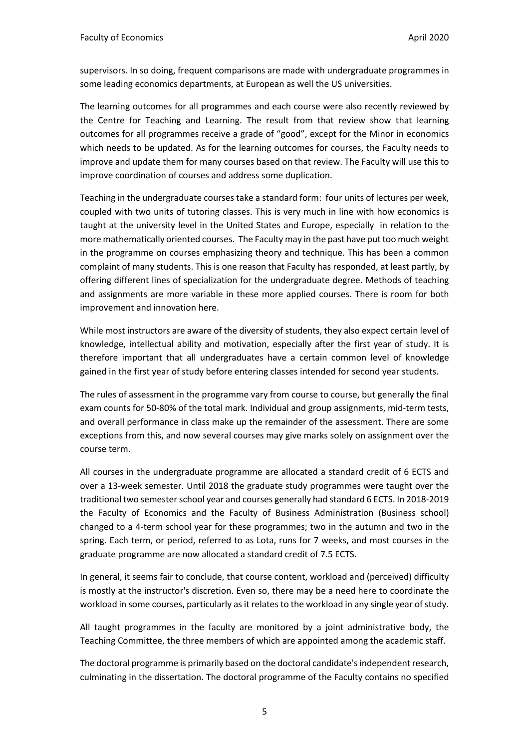supervisors. In so doing, frequent comparisons are made with undergraduate programmes in some leading economics departments, at European as well the US universities.

The learning outcomes for all programmes and each course were also recently reviewed by the Centre for Teaching and Learning. The result from that review show that learning outcomes for all programmes receive a grade of "good", except for the Minor in economics which needs to be updated. As for the learning outcomes for courses, the Faculty needs to improve and update them for many courses based on that review. The Faculty will use this to improve coordination of courses and address some duplication.

Teaching in the undergraduate courses take a standard form: four units of lectures per week, coupled with two units of tutoring classes. This is very much in line with how economics is taught at the university level in the United States and Europe, especially in relation to the more mathematically oriented courses. The Faculty may in the past have put too much weight in the programme on courses emphasizing theory and technique. This has been a common complaint of many students. This is one reason that Faculty has responded, at least partly, by offering different lines of specialization for the undergraduate degree. Methods of teaching and assignments are more variable in these more applied courses. There is room for both improvement and innovation here.

While most instructors are aware of the diversity of students, they also expect certain level of knowledge, intellectual ability and motivation, especially after the first year of study. It is therefore important that all undergraduates have a certain common level of knowledge gained in the first year of study before entering classes intended for second year students.

The rules of assessment in the programme vary from course to course, but generally the final exam counts for 50-80% of the total mark. Individual and group assignments, mid-term tests, and overall performance in class make up the remainder of the assessment. There are some exceptions from this, and now several courses may give marks solely on assignment over the course term.

All courses in the undergraduate programme are allocated a standard credit of 6 ECTS and over a 13-week semester. Until 2018 the graduate study programmes were taught over the traditional two semester school year and courses generally had standard 6 ECTS. In 2018-2019 the Faculty of Economics and the Faculty of Business Administration (Business school) changed to a 4-term school year for these programmes; two in the autumn and two in the spring. Each term, or period, referred to as Lota, runs for 7 weeks, and most courses in the graduate programme are now allocated a standard credit of 7.5 ECTS.

In general, it seems fair to conclude, that course content, workload and (perceived) difficulty is mostly at the instructor's discretion. Even so, there may be a need here to coordinate the workload in some courses, particularly as it relates to the workload in any single year of study.

All taught programmes in the faculty are monitored by a joint administrative body, the Teaching Committee, the three members of which are appointed among the academic staff.

The doctoral programme is primarily based on the doctoral candidate's independent research, culminating in the dissertation. The doctoral programme of the Faculty contains no specified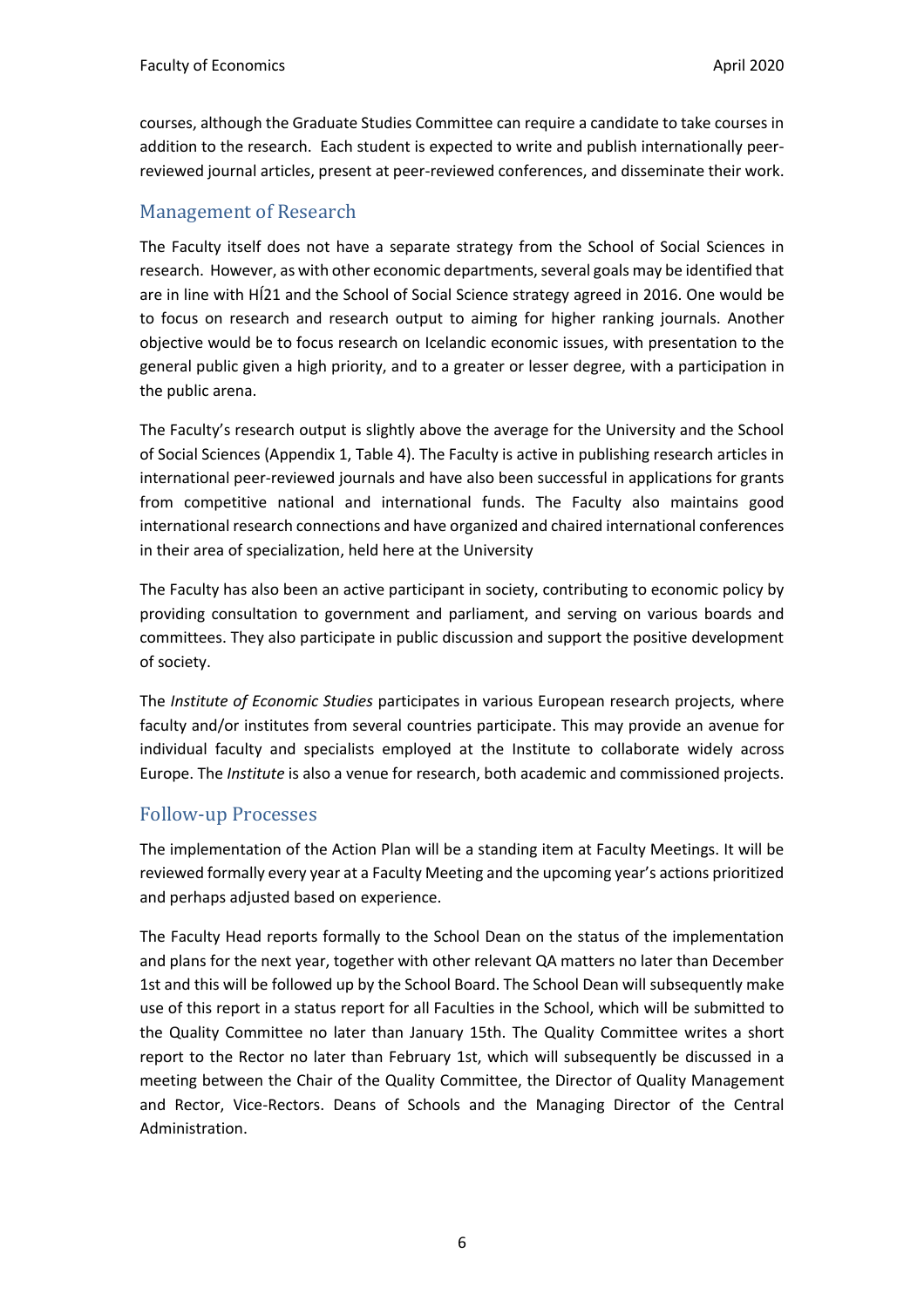courses, although the Graduate Studies Committee can require a candidate to take courses in addition to the research. Each student is expected to write and publish internationally peer-reviewed journal articles, present at peer-reviewed conferences, and disseminate their work.

## Management of Research

The Faculty itself does not have a separate strategy from the School of Social Sciences in research. However, as with other economic departments, several goals may be identified that are in line with HÍ21 and the School of Social Science strategy agreed in 2016. One would be to focus on research and research output to aiming for higher ranking journals. Another objective would be to focus research on Icelandic economic issues, with presentation to the general public given a high priority, and to a greater or lesser degree, with a participation in the public arena.

The Faculty's research output is slightly above the average for the University and the School of Social Sciences (Appendix 1, Table 4). The Faculty is active in publishing research articles in international peer-reviewed journals and have also been successful in applications for grants from competitive national and international funds. The Faculty also maintains good international research connections and have organized and chaired international conferences in their area of specialization, held here at the University

The Faculty has also been an active participant in society, contributing to economic policy by providing consultation to government and parliament, and serving on various boards and committees. They also participate in public discussion and support the positive development of society.

The *Institute of Economic Studies* participates in various European research projects, where faculty and/or institutes from several countries participate. This may provide an avenue for individual faculty and specialists employed at the Institute to collaborate widely across Europe. The *Institute* is also a venue for research, both academic and commissioned projects.

## Follow-up Processes

The implementation of the Action Plan will be a standing item at Faculty Meetings. It will be reviewed formally every year at a Faculty Meeting and the upcoming year's actions prioritized and perhaps adjusted based on experience.

The Faculty Head reports formally to the School Dean on the status of the implementation and plans for the next year, together with other relevant QA matters no later than December 1st and this will be followed up by the School Board. The School Dean will subsequently make use of this report in a status report for all Faculties in the School, which will be submitted to the Quality Committee no later than January 15th. The Quality Committee writes a short report to the Rector no later than February 1st, which will subsequently be discussed in a meeting between the Chair of the Quality Committee, the Director of Quality Management and Rector, Vice-Rectors. Deans of Schools and the Managing Director of the Central Administration.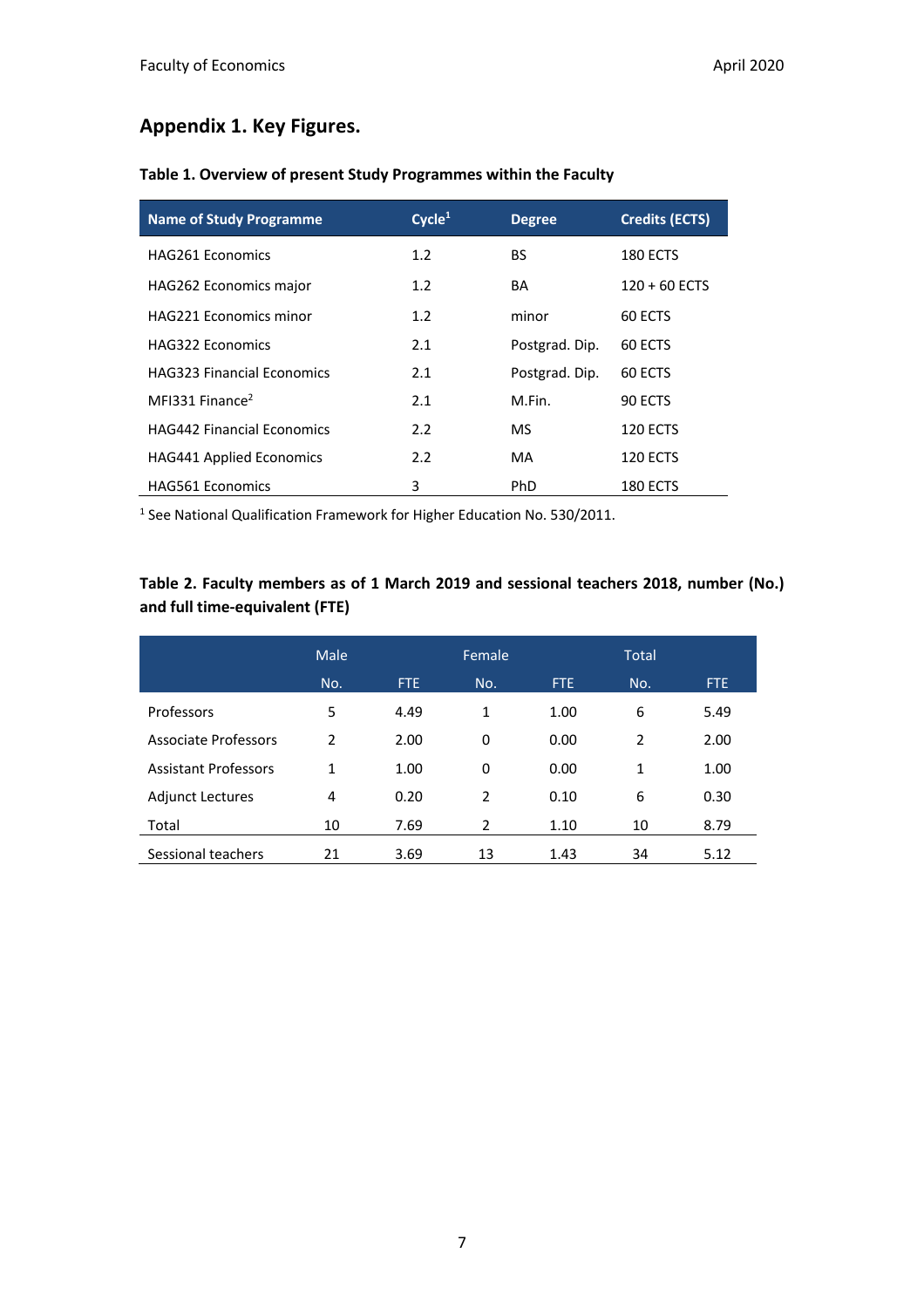## Appendix 1. Key Figures.

**Table 1. Overview of present Study Programmes within the Faculty**

| Name of Study Programme | Cycle[1] | Degree | Credits (ECTS) |
|---|---|---|---|
| HAG261 Economics | 1.2 | BS | 180 ECTS |
| HAG262 Economics major | 1.2 | BA | 120 + 60 ECTS |
| HAG221 Economics minor | 1.2 | minor | 60 ECTS |
| HAG322 Economics | 2.1 | Postgrad. Dip. | 60 ECTS |
| HAG323 Financial Economics | 2.1 | Postgrad. Dip. | 60 ECTS |
| MFI331 Finance[2] | 2.1 | M.Fin. | 90 ECTS |
| HAG442 Financial Economics | 2.2 | MS | 120 ECTS |
| HAG441 Applied Economics | 2.2 | MA | 120 ECTS |
| HAG561 Economics | 3 | PhD | 180 ECTS |

[1] See National Qualification Framework for Higher Education No. 530/2011.

**Table 2. Faculty members as of 1 March 2019 and sessional teachers 2018, number (No.) and full time-equivalent (FTE)**

| | Male | | Female | | Total | |
|---|---|---|---|---|---|---|
| | No. | FTE | No. | FTE | No. | FTE |
| Professors | 5 | 4.49 | 1 | 1.00 | 6 | 5.49 |
| Associate Professors | 2 | 2.00 | 0 | 0.00 | 2 | 2.00 |
| Assistant Professors | 1 | 1.00 | 0 | 0.00 | 1 | 1.00 |
| Adjunct Lectures | 4 | 0.20 | 2 | 0.10 | 6 | 0.30 |
| Total | 10 | 7.69 | 2 | 1.10 | 10 | 8.79 |
| Sessional teachers | 21 | 3.69 | 13 | 1.43 | 34 | 5.12 |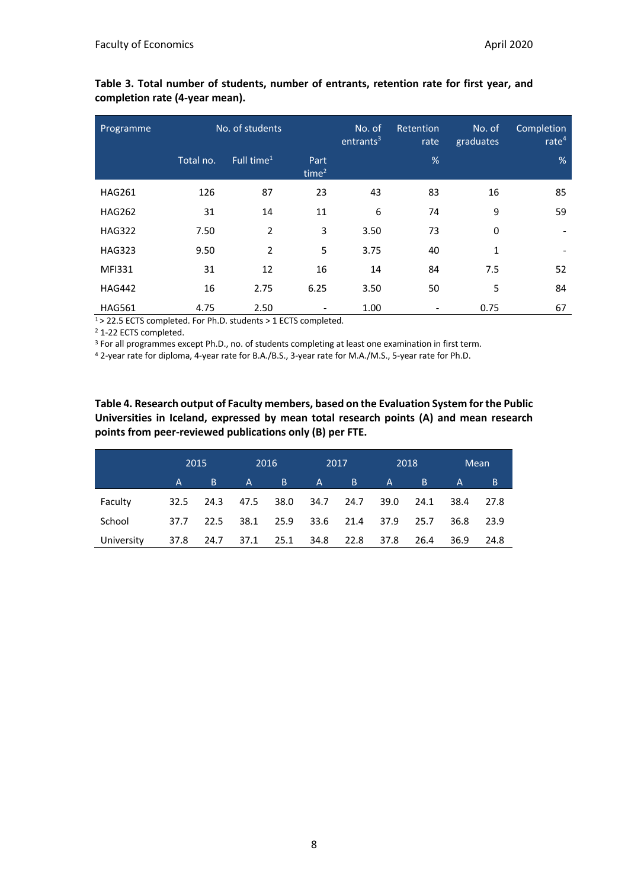**Table 3. Total number of students, number of entrants, retention rate for first year, and completion rate (4-year mean).**

| Programme | No. of students | | | No. of entrants[3] | Retention rate | No. of graduates | Completion rate[4] |
|---|---|---|---|---|---|---|---|
| | Total no. | Full time[1] | Part time[2] | | % | | % |
| HAG261 | 126 | 87 | 23 | 43 | 83 | 16 | 85 |
| HAG262 | 31 | 14 | 11 | 6 | 74 | 9 | 59 |
| HAG322 | 7.50 | 2 | 3 | 3.50 | 73 | 0 | - |
| HAG323 | 9.50 | 2 | 5 | 3.75 | 40 | 1 | - |
| MFI331 | 31 | 12 | 16 | 14 | 84 | 7.5 | 52 |
| HAG442 | 16 | 2.75 | 6.25 | 3.50 | 50 | 5 | 84 |
| HAG561 | 4.75 | 2.50 | - | 1.00 | - | 0.75 | 67 |

[1] > 22.5 ECTS completed. For Ph.D. students > 1 ECTS completed.

[2] 1-22 ECTS completed.

[3] For all programmes except Ph.D., no. of students completing at least one examination in first term.

[4] 2-year rate for diploma, 4-year rate for B.A./B.S., 3-year rate for M.A./M.S., 5-year rate for Ph.D.

**Table 4. Research output of Faculty members, based on the Evaluation System for the Public Universities in Iceland, expressed by mean total research points (A) and mean research points from peer-reviewed publications only (B) per FTE.**

| | 2015 | | 2016 | | 2017 | | 2018 | | Mean | |
|---|---|---|---|---|---|---|---|---|---|---|
| | A | B | A | B | A | B | A | B | A | B |
| Faculty | 32.5 | 24.3 | 47.5 | 38.0 | 34.7 | 24.7 | 39.0 | 24.1 | 38.4 | 27.8 |
| School | 37.7 | 22.5 | 38.1 | 25.9 | 33.6 | 21.4 | 37.9 | 25.7 | 36.8 | 23.9 |
| University | 37.8 | 24.7 | 37.1 | 25.1 | 34.8 | 22.8 | 37.8 | 26.4 | 36.9 | 24.8 |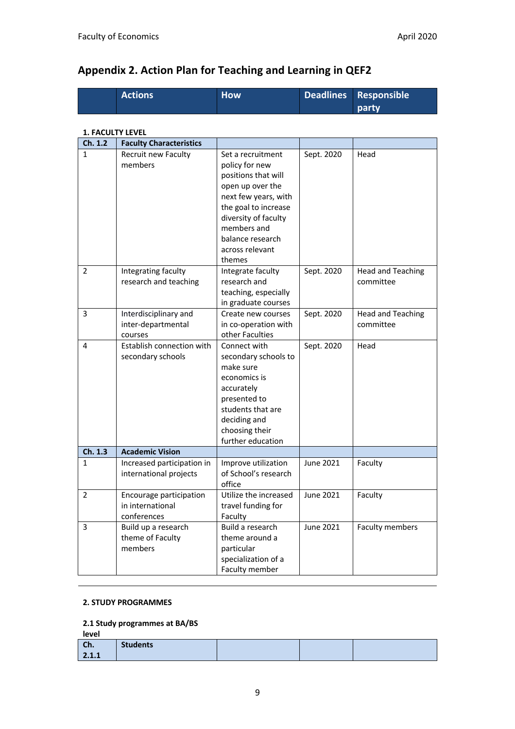## Appendix 2. Action Plan for Teaching and Learning in QEF2

| | Actions | How | Deadlines | Responsible party |
|---|---|---|---|---|

**1. FACULTY LEVEL**

| Ch. 1.2 | Faculty Characteristics | | | |
|---|---|---|---|---|
| 1 | Recruit new Faculty members | Set a recruitment policy for new positions that will open up over the next few years, with the goal to increase diversity of faculty members and balance research across relevant themes | Sept. 2020 | Head |
| 2 | Integrating faculty research and teaching | Integrate faculty research and teaching, especially in graduate courses | Sept. 2020 | Head and Teaching committee |
| 3 | Interdisciplinary and inter-departmental courses | Create new courses in co-operation with other Faculties | Sept. 2020 | Head and Teaching committee |
| 4 | Establish connection with secondary schools | Connect with secondary schools to make sure economics is accurately presented to students that are deciding and choosing their further education | Sept. 2020 | Head |
| **Ch. 1.3** | **Academic Vision** | | | |
| 1 | Increased participation in international projects | Improve utilization of School's research office | June 2021 | Faculty |
| 2 | Encourage participation in international conferences | Utilize the increased travel funding for Faculty | June 2021 | Faculty |
| 3 | Build up a research theme of Faculty members | Build a research theme around a particular specialization of a Faculty member | June 2021 | Faculty members |

**2. STUDY PROGRAMMES**

**2.1 Study programmes at BA/BS level**

| Ch. 2.1.1 | Students | | | |
|---|---|---|---|---|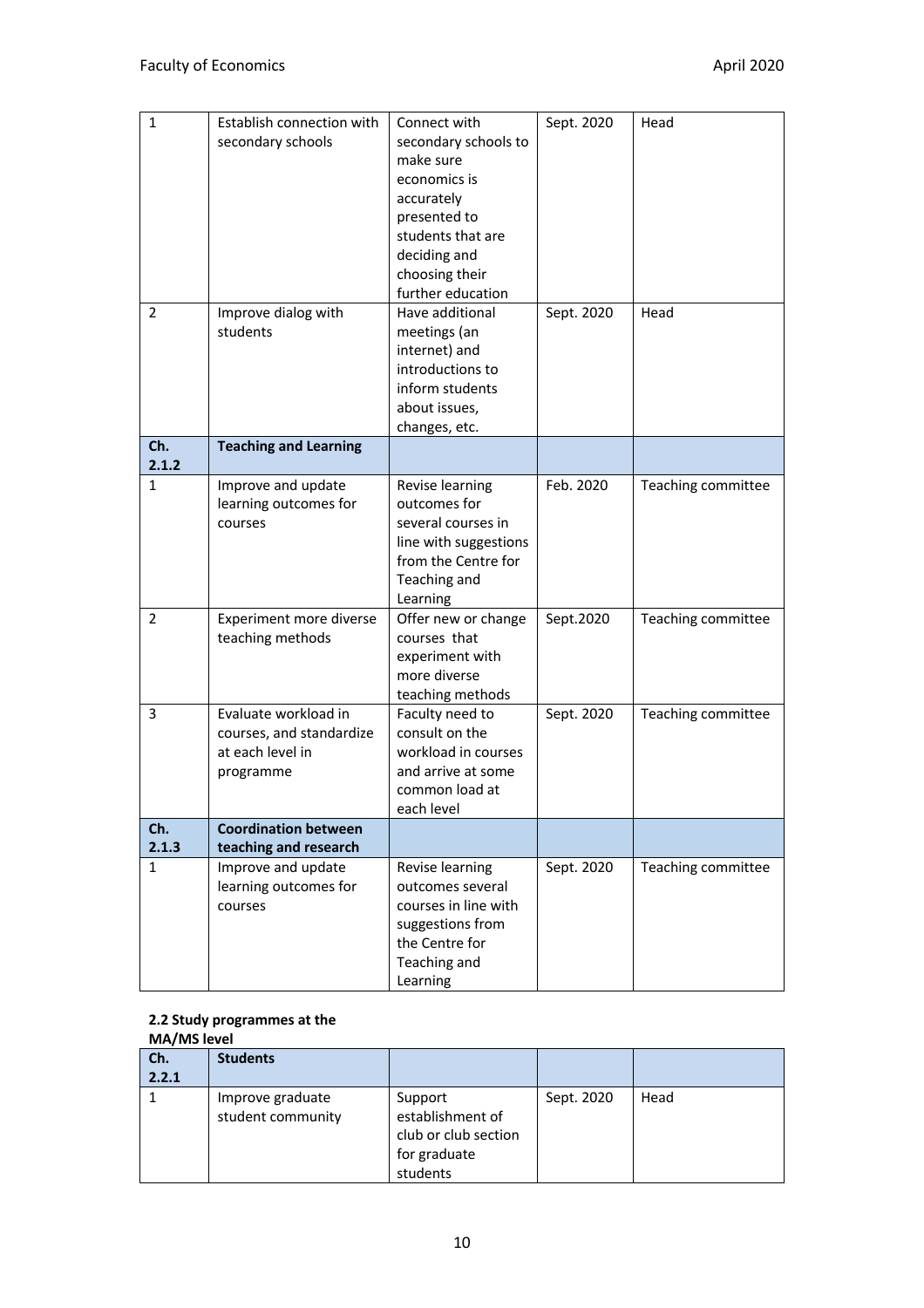| | | | | |
|---|---|---|---|---|
| 1 | Establish connection with secondary schools | Connect with secondary schools to make sure economics is accurately presented to students that are deciding and choosing their further education | Sept. 2020 | Head |
| 2 | Improve dialog with students | Have additional meetings (an internet) and introductions to inform students about issues, changes, etc. | Sept. 2020 | Head |
| **Ch. 2.1.2** | **Teaching and Learning** | | | |
| 1 | Improve and update learning outcomes for courses | Revise learning outcomes for several courses in line with suggestions from the Centre for Teaching and Learning | Feb. 2020 | Teaching committee |
| 2 | Experiment more diverse teaching methods | Offer new or change courses that experiment with more diverse teaching methods | Sept.2020 | Teaching committee |
| 3 | Evaluate workload in courses, and standardize at each level in programme | Faculty need to consult on the workload in courses and arrive at some common load at each level | Sept. 2020 | Teaching committee |
| **Ch. 2.1.3** | **Coordination between teaching and research** | | | |
| 1 | Improve and update learning outcomes for courses | Revise learning outcomes several courses in line with suggestions from the Centre for Teaching and Learning | Sept. 2020 | Teaching committee |

**2.2 Study programmes at the MA/MS level**

| | | | | |
|---|---|---|---|---|
| **Ch. 2.2.1** | **Students** | | | |
| 1 | Improve graduate student community | Support establishment of club or club section for graduate students | Sept. 2020 | Head |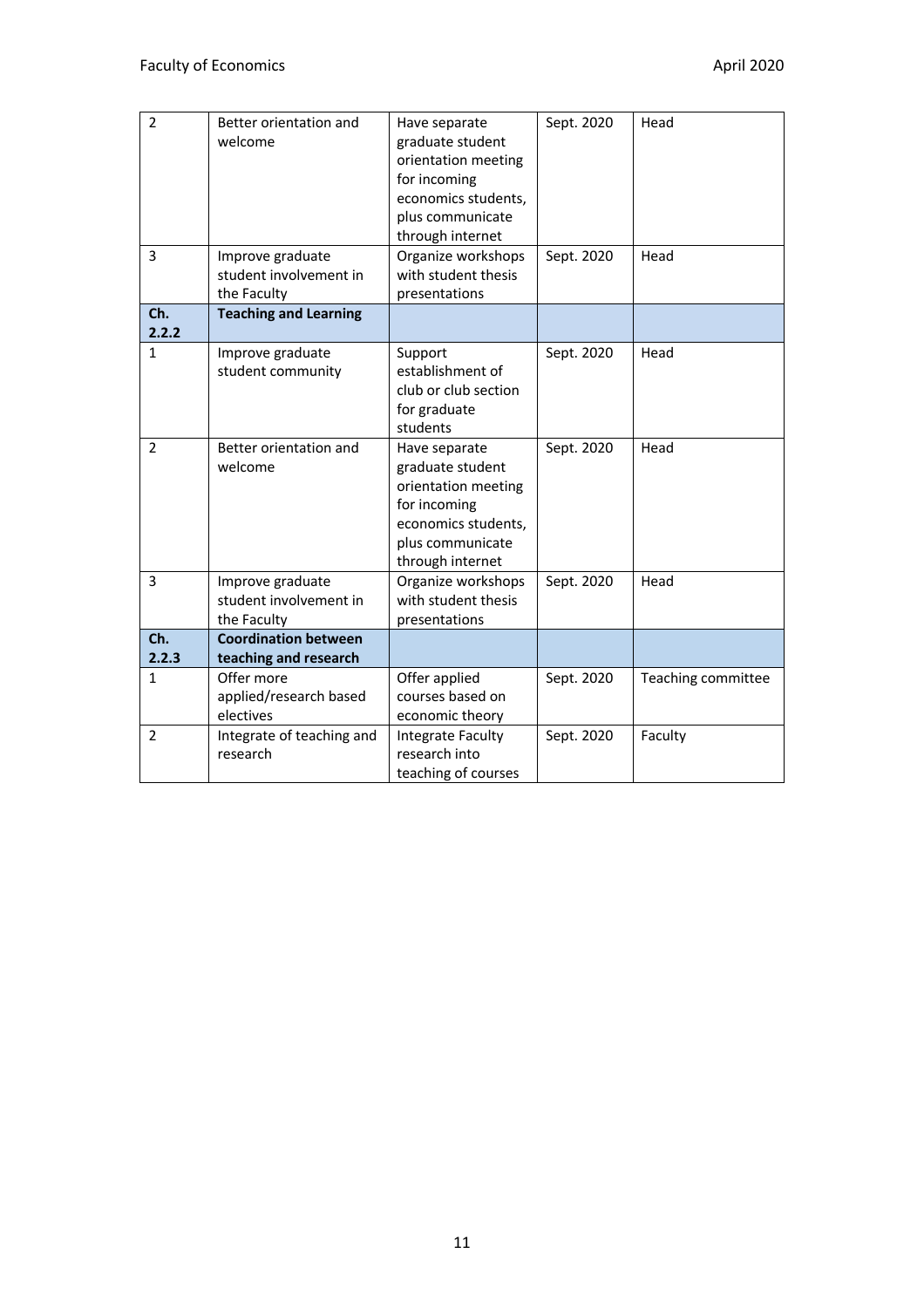| | | | | |
|---|---|---|---|---|
| 2 | Better orientation and welcome | Have separate graduate student orientation meeting for incoming economics students, plus communicate through internet | Sept. 2020 | Head |
| 3 | Improve graduate student involvement in the Faculty | Organize workshops with student thesis presentations | Sept. 2020 | Head |
| **Ch. 2.2.2** | **Teaching and Learning** | | | |
| 1 | Improve graduate student community | Support establishment of club or club section for graduate students | Sept. 2020 | Head |
| 2 | Better orientation and welcome | Have separate graduate student orientation meeting for incoming economics students, plus communicate through internet | Sept. 2020 | Head |
| 3 | Improve graduate student involvement in the Faculty | Organize workshops with student thesis presentations | Sept. 2020 | Head |
| **Ch. 2.2.3** | **Coordination between teaching and research** | | | |
| 1 | Offer more applied/research based electives | Offer applied courses based on economic theory | Sept. 2020 | Teaching committee |
| 2 | Integrate of teaching and research | Integrate Faculty research into teaching of courses | Sept. 2020 | Faculty |